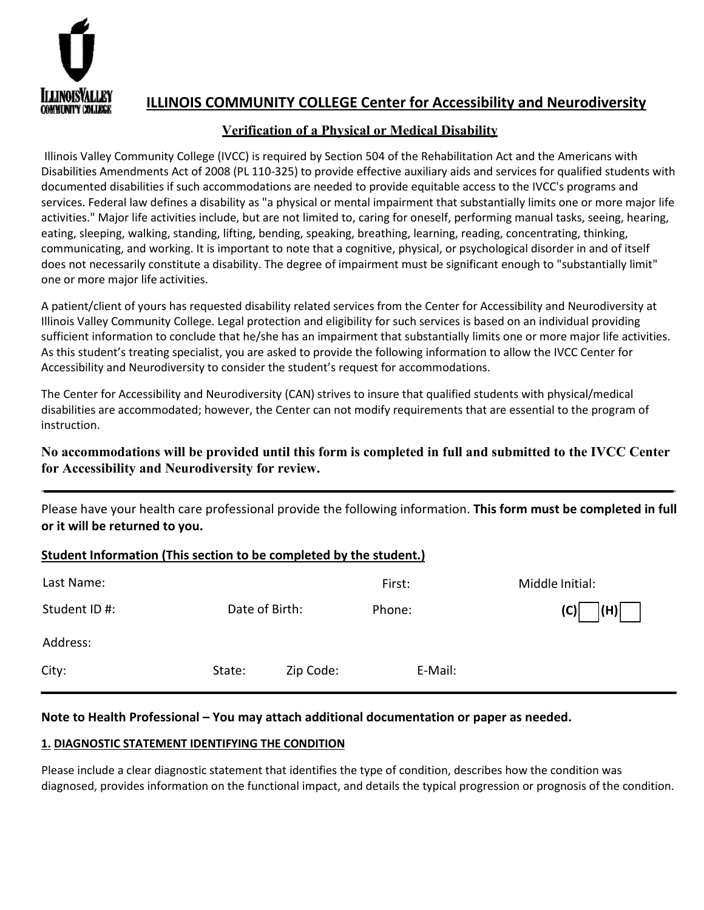## ILLINOIS COMMUNITY COLLEGE Center for Accessibility and Neurodiversity

### Verification of a Physical or Medical Disability

Illinois Valley Community College (IVCC) is required by Section 504 of the Rehabilitation Act and the Americans with Disabilities Amendments Act of 2008 (PL 110-325) to provide effective auxiliary aids and services for qualified students with documented disabilities if such accommodations are needed to provide equitable access to the IVCC's programs and services. Federal law defines a disability as "a physical or mental impairment that substantially limits one or more major life activities." Major life activities include, but are not limited to, caring for oneself, performing manual tasks, seeing, hearing, eating, sleeping, walking, standing, lifting, bending, speaking, breathing, learning, reading, concentrating, thinking, communicating, and working. It is important to note that a cognitive, physical, or psychological disorder in and of itself does not necessarily constitute a disability. The degree of impairment must be significant enough to "substantially limit" one or more major life activities.

A patient/client of yours has requested disability related services from the Center for Accessibility and Neurodiversity at Illinois Valley Community College. Legal protection and eligibility for such services is based on an individual providing sufficient information to conclude that he/she has an impairment that substantially limits one or more major life activities. As this student's treating specialist, you are asked to provide the following information to allow the IVCC Center for Accessibility and Neurodiversity to consider the student's request for accommodations.

The Center for Accessibility and Neurodiversity (CAN) strives to insure that qualified students with physical/medical disabilities are accommodated; however, the Center can not modify requirements that are essential to the program of instruction.

**No accommodations will be provided until this form is completed in full and submitted to the IVCC Center for Accessibility and Neurodiversity for review.**

---

Please have your health care professional provide the following information. **This form must be completed in full or it will be returned to you.**

**Student Information (This section to be completed by the student.)**

Last Name: First: Middle Initial:

Student ID #: Date of Birth: Phone: **(C)** ☐ **(H)** ☐

Address:

City: State: Zip Code: E-Mail:

---

**Note to Health Professional – You may attach additional documentation or paper as needed.**

**1. DIAGNOSTIC STATEMENT IDENTIFYING THE CONDITION**

Please include a clear diagnostic statement that identifies the type of condition, describes how the condition was diagnosed, provides information on the functional impact, and details the typical progression or prognosis of the condition.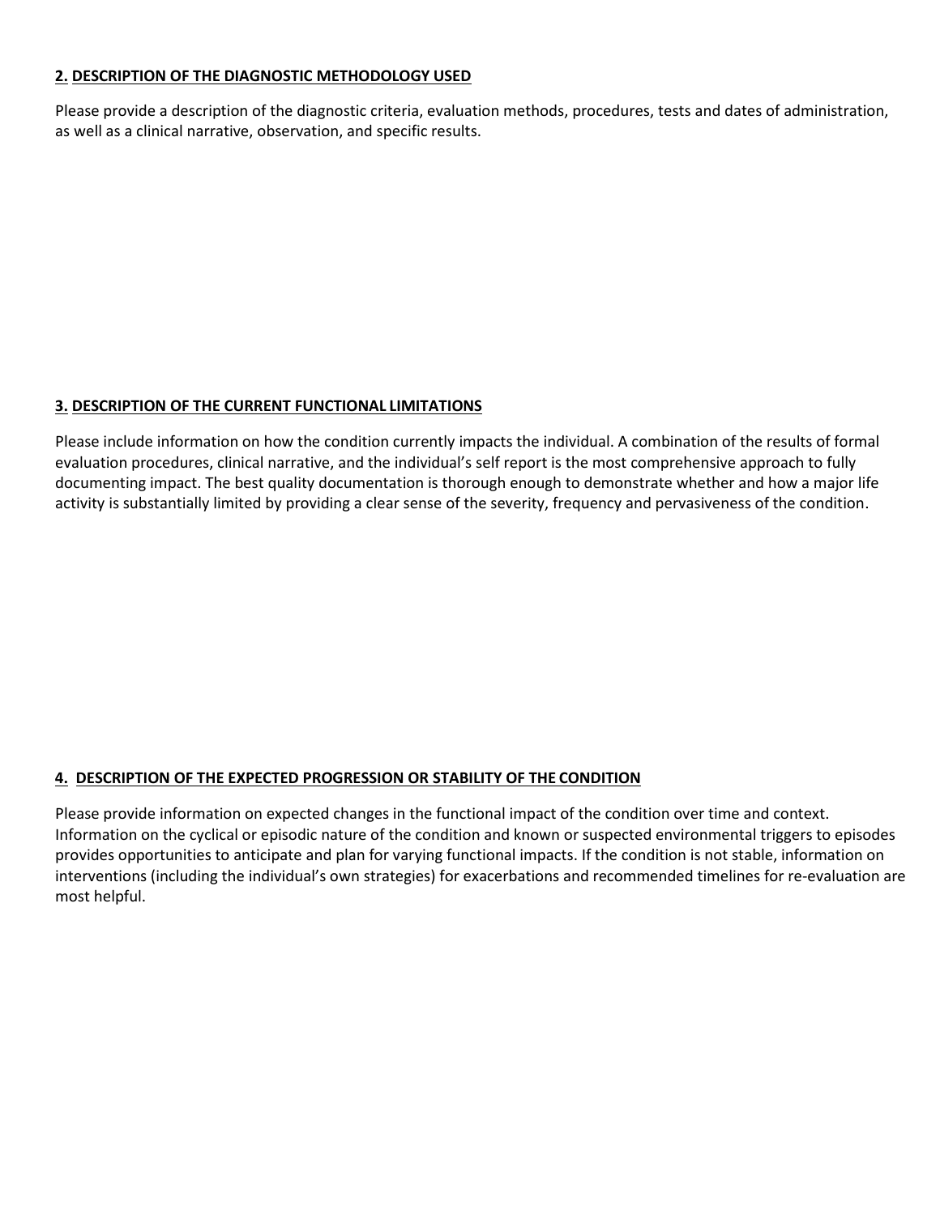## 2. DESCRIPTION OF THE DIAGNOSTIC METHODOLOGY USED

Please provide a description of the diagnostic criteria, evaluation methods, procedures, tests and dates of administration, as well as a clinical narrative, observation, and specific results.

## 3. DESCRIPTION OF THE CURRENT FUNCTIONAL LIMITATIONS

Please include information on how the condition currently impacts the individual. A combination of the results of formal evaluation procedures, clinical narrative, and the individual's self report is the most comprehensive approach to fully documenting impact. The best quality documentation is thorough enough to demonstrate whether and how a major life activity is substantially limited by providing a clear sense of the severity, frequency and pervasiveness of the condition.

## 4. DESCRIPTION OF THE EXPECTED PROGRESSION OR STABILITY OF THE CONDITION

Please provide information on expected changes in the functional impact of the condition over time and context. Information on the cyclical or episodic nature of the condition and known or suspected environmental triggers to episodes provides opportunities to anticipate and plan for varying functional impacts. If the condition is not stable, information on interventions (including the individual's own strategies) for exacerbations and recommended timelines for re-evaluation are most helpful.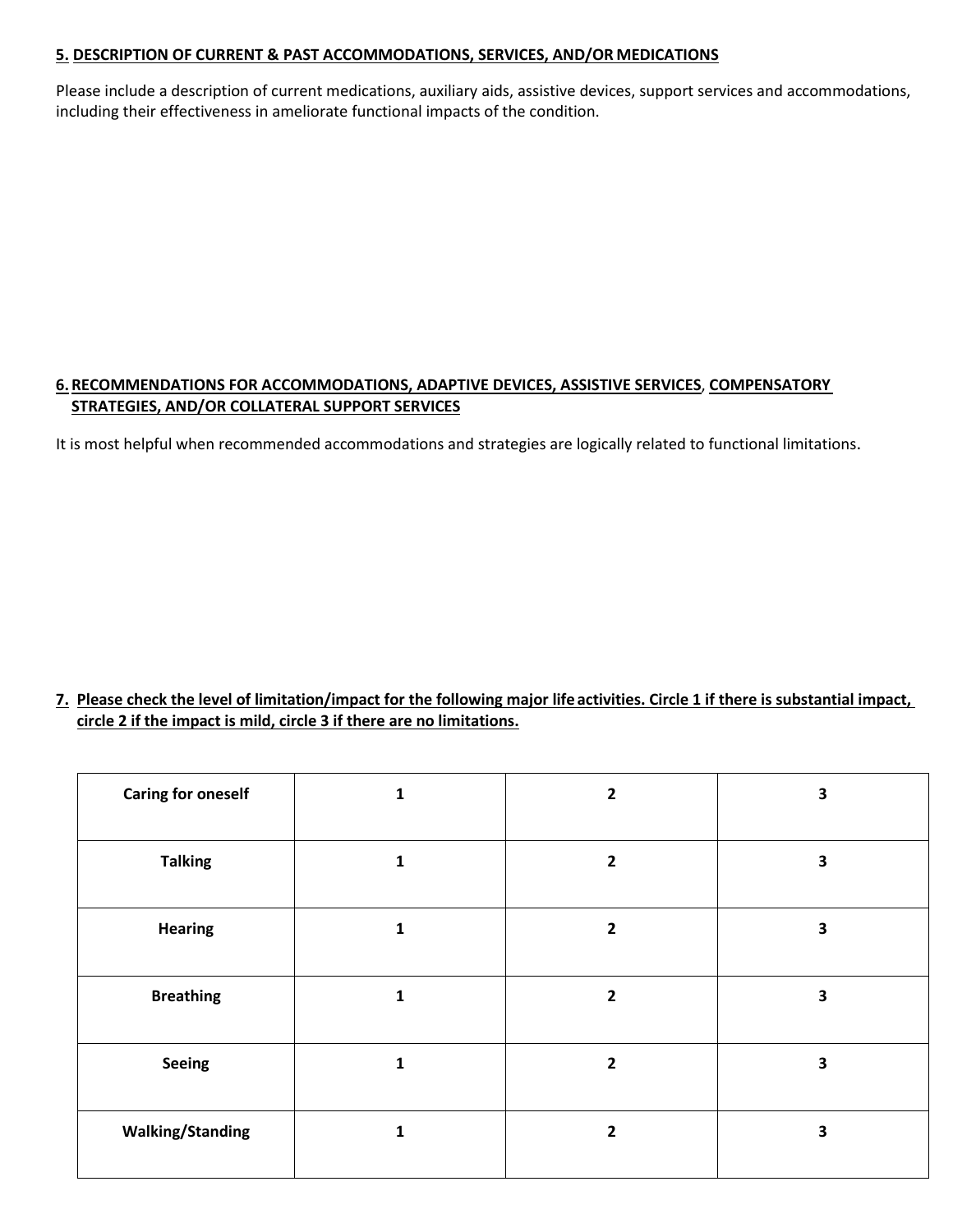**5. DESCRIPTION OF CURRENT & PAST ACCOMMODATIONS, SERVICES, AND/OR MEDICATIONS**

Please include a description of current medications, auxiliary aids, assistive devices, support services and accommodations, including their effectiveness in ameliorate functional impacts of the condition.

**6. RECOMMENDATIONS FOR ACCOMMODATIONS, ADAPTIVE DEVICES, ASSISTIVE SERVICES, COMPENSATORY STRATEGIES, AND/OR COLLATERAL SUPPORT SERVICES**

It is most helpful when recommended accommodations and strategies are logically related to functional limitations.

**7. Please check the level of limitation/impact for the following major life activities. Circle 1 if there is substantial impact, circle 2 if the impact is mild, circle 3 if there are no limitations.**

| | | | |
|---|---|---|---|
| **Caring for oneself** | **1** | **2** | **3** |
| **Talking** | **1** | **2** | **3** |
| **Hearing** | **1** | **2** | **3** |
| **Breathing** | **1** | **2** | **3** |
| **Seeing** | **1** | **2** | **3** |
| **Walking/Standing** | **1** | **2** | **3** |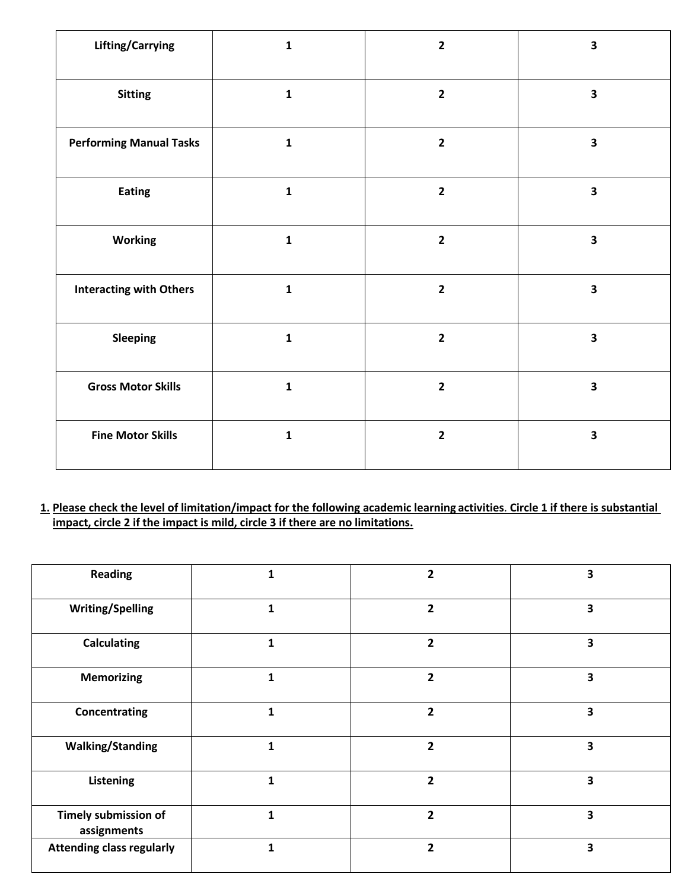| | | | |
|---|---|---|---|
| **Lifting/Carrying** | **1** | **2** | **3** |
| **Sitting** | **1** | **2** | **3** |
| **Performing Manual Tasks** | **1** | **2** | **3** |
| **Eating** | **1** | **2** | **3** |
| **Working** | **1** | **2** | **3** |
| **Interacting with Others** | **1** | **2** | **3** |
| **Sleeping** | **1** | **2** | **3** |
| **Gross Motor Skills** | **1** | **2** | **3** |
| **Fine Motor Skills** | **1** | **2** | **3** |

1. **Please check the level of limitation/impact for the following academic learning activities. Circle 1 if there is substantial impact, circle 2 if the impact is mild, circle 3 if there are no limitations.**

| | | | |
|---|---|---|---|
| **Reading** | **1** | **2** | **3** |
| **Writing/Spelling** | **1** | **2** | **3** |
| **Calculating** | **1** | **2** | **3** |
| **Memorizing** | **1** | **2** | **3** |
| **Concentrating** | **1** | **2** | **3** |
| **Walking/Standing** | **1** | **2** | **3** |
| **Listening** | **1** | **2** | **3** |
| **Timely submission of assignments** | **1** | **2** | **3** |
| **Attending class regularly** | **1** | **2** | **3** |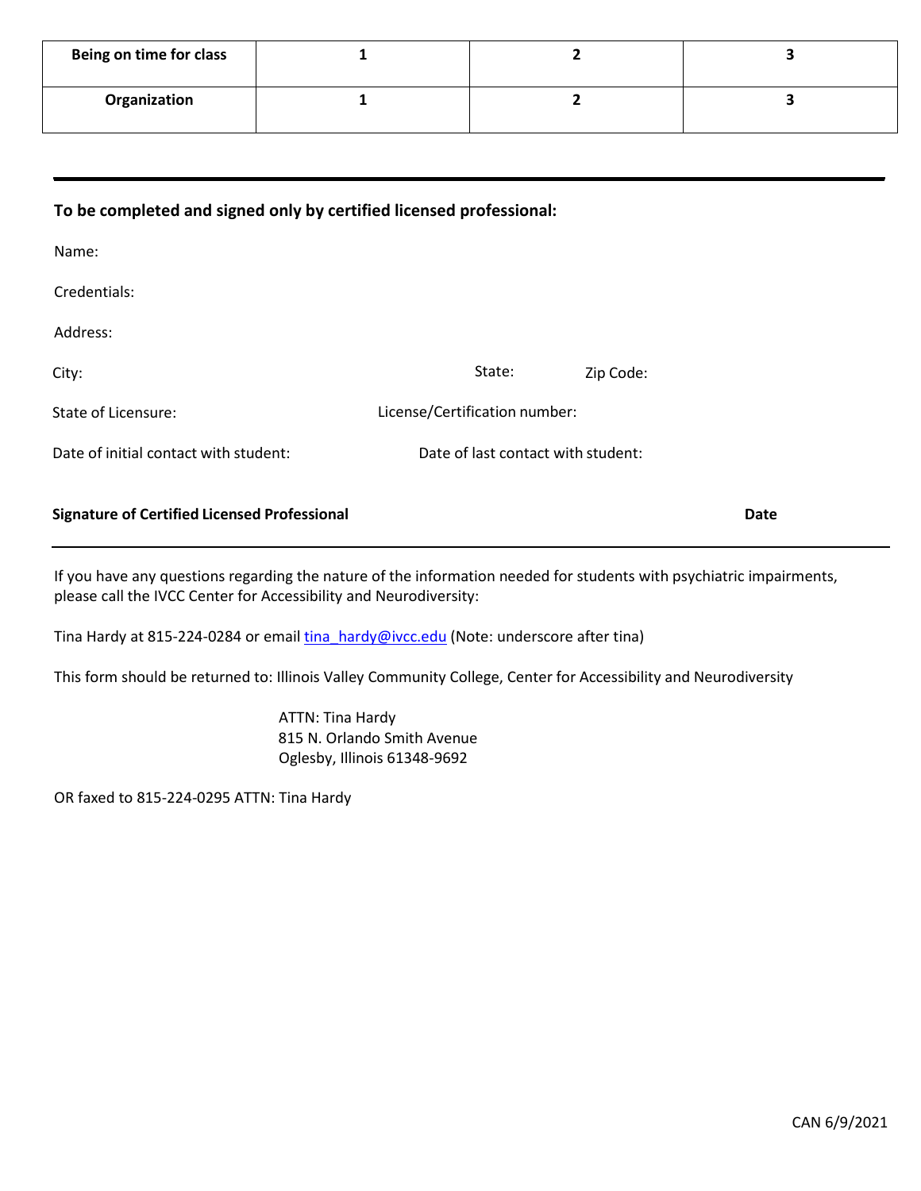| | | | |
|---|---|---|---|
| **Being on time for class** | **1** | **2** | **3** |
| **Organization** | **1** | **2** | **3** |

---

**To be completed and signed only by certified licensed professional:**

Name:

Credentials:

Address:

City: State: Zip Code:

State of Licensure: License/Certification number:

Date of initial contact with student: Date of last contact with student:

**Signature of Certified Licensed Professional** **Date**

---

If you have any questions regarding the nature of the information needed for students with psychiatric impairments, please call the IVCC Center for Accessibility and Neurodiversity:

Tina Hardy at 815-224-0284 or email tina_hardy@ivcc.edu (Note: underscore after tina)

This form should be returned to: Illinois Valley Community College, Center for Accessibility and Neurodiversity

ATTN: Tina Hardy
815 N. Orlando Smith Avenue
Oglesby, Illinois 61348-9692

OR faxed to 815-224-0295 ATTN: Tina Hardy

CAN 6/9/2021